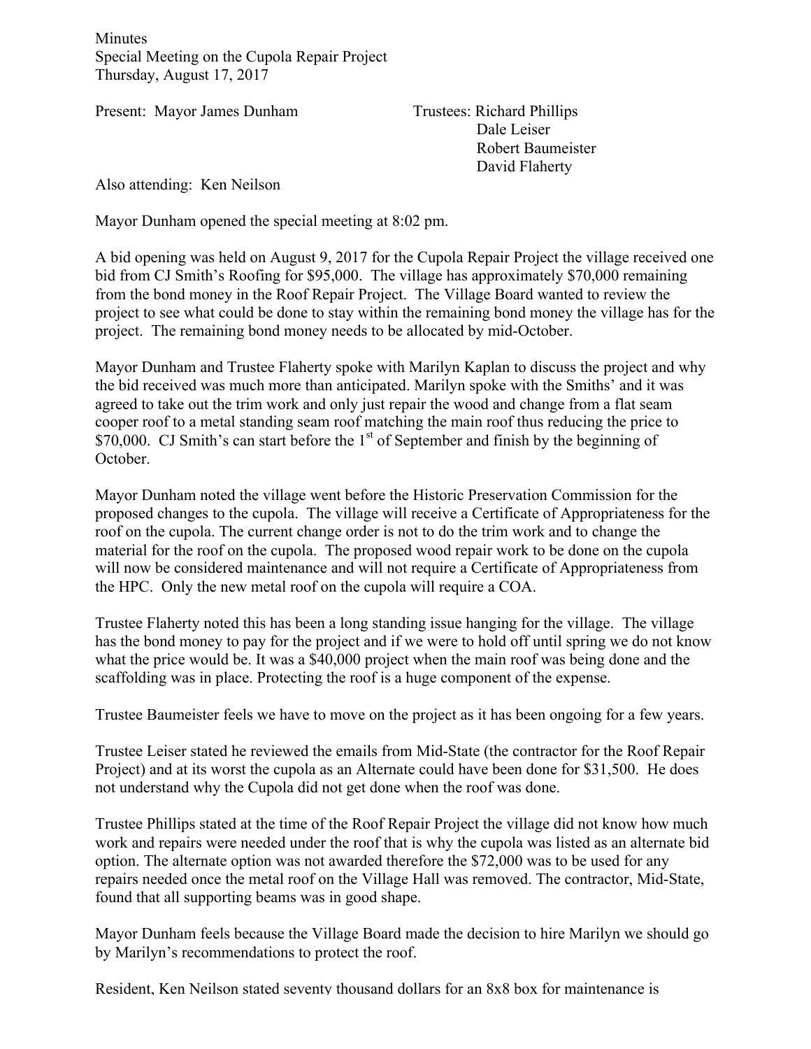Minutes
Special Meeting on the Cupola Repair Project
Thursday, August 17, 2017

Present: Mayor James Dunham

Trustees: Richard Phillips
Dale Leiser
Robert Baumeister
David Flaherty

Also attending: Ken Neilson

Mayor Dunham opened the special meeting at 8:02 pm.

A bid opening was held on August 9, 2017 for the Cupola Repair Project the village received one bid from CJ Smith's Roofing for $95,000. The village has approximately $70,000 remaining from the bond money in the Roof Repair Project. The Village Board wanted to review the project to see what could be done to stay within the remaining bond money the village has for the project. The remaining bond money needs to be allocated by mid-October.

Mayor Dunham and Trustee Flaherty spoke with Marilyn Kaplan to discuss the project and why the bid received was much more than anticipated. Marilyn spoke with the Smiths' and it was agreed to take out the trim work and only just repair the wood and change from a flat seam cooper roof to a metal standing seam roof matching the main roof thus reducing the price to $70,000. CJ Smith's can start before the 1st of September and finish by the beginning of October.

Mayor Dunham noted the village went before the Historic Preservation Commission for the proposed changes to the cupola. The village will receive a Certificate of Appropriateness for the roof on the cupola. The current change order is not to do the trim work and to change the material for the roof on the cupola. The proposed wood repair work to be done on the cupola will now be considered maintenance and will not require a Certificate of Appropriateness from the HPC. Only the new metal roof on the cupola will require a COA.

Trustee Flaherty noted this has been a long standing issue hanging for the village. The village has the bond money to pay for the project and if we were to hold off until spring we do not know what the price would be. It was a $40,000 project when the main roof was being done and the scaffolding was in place. Protecting the roof is a huge component of the expense.

Trustee Baumeister feels we have to move on the project as it has been ongoing for a few years.

Trustee Leiser stated he reviewed the emails from Mid-State (the contractor for the Roof Repair Project) and at its worst the cupola as an Alternate could have been done for $31,500. He does not understand why the Cupola did not get done when the roof was done.

Trustee Phillips stated at the time of the Roof Repair Project the village did not know how much work and repairs were needed under the roof that is why the cupola was listed as an alternate bid option. The alternate option was not awarded therefore the $72,000 was to be used for any repairs needed once the metal roof on the Village Hall was removed. The contractor, Mid-State, found that all supporting beams was in good shape.

Mayor Dunham feels because the Village Board made the decision to hire Marilyn we should go by Marilyn's recommendations to protect the roof.

Resident, Ken Neilson stated seventy thousand dollars for an 8x8 box for maintenance is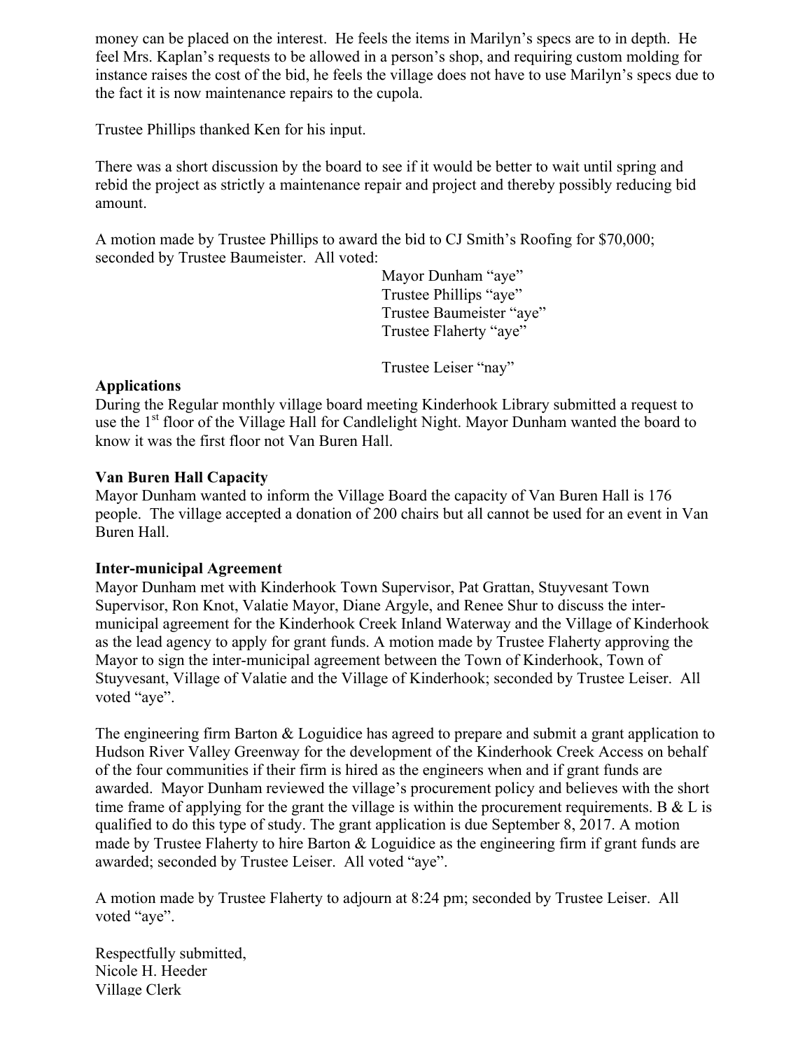money can be placed on the interest. He feels the items in Marilyn's specs are to in depth. He feel Mrs. Kaplan's requests to be allowed in a person's shop, and requiring custom molding for instance raises the cost of the bid, he feels the village does not have to use Marilyn's specs due to the fact it is now maintenance repairs to the cupola.

Trustee Phillips thanked Ken for his input.

There was a short discussion by the board to see if it would be better to wait until spring and rebid the project as strictly a maintenance repair and project and thereby possibly reducing bid amount.

A motion made by Trustee Phillips to award the bid to CJ Smith's Roofing for $70,000; seconded by Trustee Baumeister. All voted:

Mayor Dunham "aye"
Trustee Phillips "aye"
Trustee Baumeister "aye"
Trustee Flaherty "aye"

Trustee Leiser "nay"

**Applications**
During the Regular monthly village board meeting Kinderhook Library submitted a request to use the 1st floor of the Village Hall for Candlelight Night. Mayor Dunham wanted the board to know it was the first floor not Van Buren Hall.

**Van Buren Hall Capacity**
Mayor Dunham wanted to inform the Village Board the capacity of Van Buren Hall is 176 people. The village accepted a donation of 200 chairs but all cannot be used for an event in Van Buren Hall.

**Inter-municipal Agreement**
Mayor Dunham met with Kinderhook Town Supervisor, Pat Grattan, Stuyvesant Town Supervisor, Ron Knot, Valatie Mayor, Diane Argyle, and Renee Shur to discuss the inter-municipal agreement for the Kinderhook Creek Inland Waterway and the Village of Kinderhook as the lead agency to apply for grant funds. A motion made by Trustee Flaherty approving the Mayor to sign the inter-municipal agreement between the Town of Kinderhook, Town of Stuyvesant, Village of Valatie and the Village of Kinderhook; seconded by Trustee Leiser. All voted "aye".

The engineering firm Barton & Loguidice has agreed to prepare and submit a grant application to Hudson River Valley Greenway for the development of the Kinderhook Creek Access on behalf of the four communities if their firm is hired as the engineers when and if grant funds are awarded. Mayor Dunham reviewed the village's procurement policy and believes with the short time frame of applying for the grant the village is within the procurement requirements. B & L is qualified to do this type of study. The grant application is due September 8, 2017. A motion made by Trustee Flaherty to hire Barton & Loguidice as the engineering firm if grant funds are awarded; seconded by Trustee Leiser. All voted "aye".

A motion made by Trustee Flaherty to adjourn at 8:24 pm; seconded by Trustee Leiser. All voted "aye".

Respectfully submitted,
Nicole H. Heeder
Village Clerk